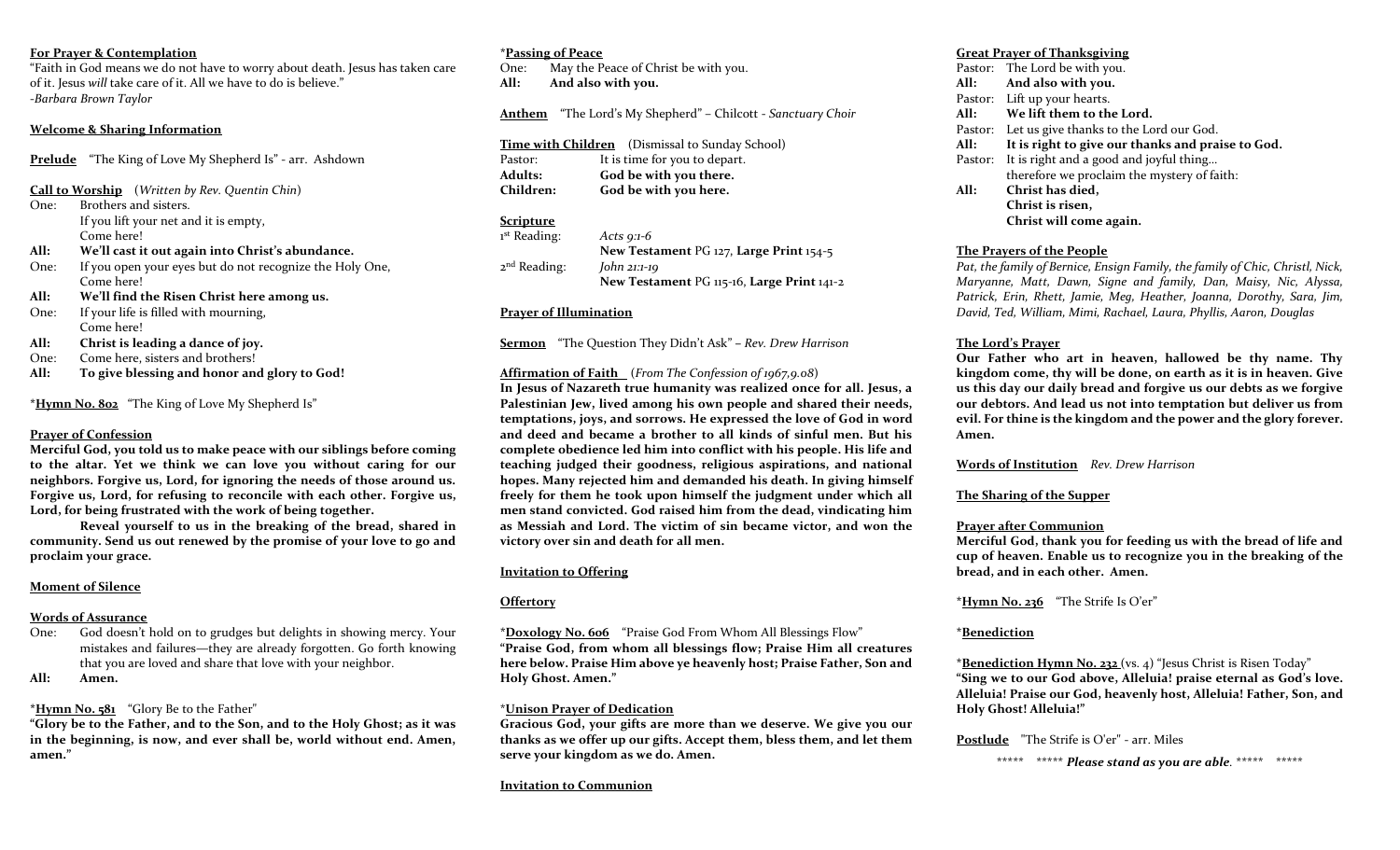**For Prayer & Contemplation**

"Faith in God means we do not have to worry about death. Jesus has taken care of it. Jesus *will* take care of it. All we have to do is believe."
*-Barbara Brown Taylor*

**Welcome & Sharing Information**

**Prelude** "The King of Love My Shepherd Is" - arr. Ashdown

**Call to Worship** (*Written by Rev. Quentin Chin*)

One: Brothers and sisters.
If you lift your net and it is empty,
Come here!

**All: We'll cast it out again into Christ's abundance.**

One: If you open your eyes but do not recognize the Holy One,
Come here!

**All: We'll find the Risen Christ here among us.**

One: If your life is filled with mourning,
Come here!

**All: Christ is leading a dance of joy.**

One: Come here, sisters and brothers!

**All: To give blessing and honor and glory to God!**

\***Hymn No. 802** "The King of Love My Shepherd Is"

**Prayer of Confession**

**Merciful God, you told us to make peace with our siblings before coming to the altar. Yet we think we can love you without caring for our neighbors. Forgive us, Lord, for ignoring the needs of those around us. Forgive us, Lord, for refusing to reconcile with each other. Forgive us, Lord, for being frustrated with the work of being together.**

**Reveal yourself to us in the breaking of the bread, shared in community. Send us out renewed by the promise of your love to go and proclaim your grace.**

**Moment of Silence**

**Words of Assurance**

One: God doesn't hold on to grudges but delights in showing mercy. Your mistakes and failures—they are already forgotten. Go forth knowing that you are loved and share that love with your neighbor.

**All: Amen.**

\***Hymn No. 581** "Glory Be to the Father"

**"Glory be to the Father, and to the Son, and to the Holy Ghost; as it was in the beginning, is now, and ever shall be, world without end. Amen, amen."**

\***Passing of Peace**

One: May the Peace of Christ be with you.

**All: And also with you.**

**Anthem** "The Lord's My Shepherd" – Chilcott - *Sanctuary Choir*

**Time with Children** (Dismissal to Sunday School)

Pastor: It is time for you to depart.

**Adults: God be with you there.**

**Children: God be with you here.**

**Scripture**

1st Reading: *Acts 9:1-6*
**New Testament** PG 127, **Large Print** 154-5

2nd Reading: *John 21:1-19*
**New Testament** PG 115-16, **Large Print** 141-2

**Prayer of Illumination**

**Sermon** "The Question They Didn't Ask" – *Rev. Drew Harrison*

**Affirmation of Faith** (*From The Confession of 1967,9.08*)

**In Jesus of Nazareth true humanity was realized once for all. Jesus, a Palestinian Jew, lived among his own people and shared their needs, temptations, joys, and sorrows. He expressed the love of God in word and deed and became a brother to all kinds of sinful men. But his complete obedience led him into conflict with his people. His life and teaching judged their goodness, religious aspirations, and national hopes. Many rejected him and demanded his death. In giving himself freely for them he took upon himself the judgment under which all men stand convicted. God raised him from the dead, vindicating him as Messiah and Lord. The victim of sin became victor, and won the victory over sin and death for all men.**

**Invitation to Offering**

**Offertory**

\***Doxology No. 606** "Praise God From Whom All Blessings Flow"

**"Praise God, from whom all blessings flow; Praise Him all creatures here below. Praise Him above ye heavenly host; Praise Father, Son and Holy Ghost. Amen."**

\***Unison Prayer of Dedication**

**Gracious God, your gifts are more than we deserve. We give you our thanks as we offer up our gifts. Accept them, bless them, and let them serve your kingdom as we do. Amen.**

**Invitation to Communion**

**Great Prayer of Thanksgiving**

Pastor: The Lord be with you.

**All: And also with you.**

Pastor: Lift up your hearts.

**All: We lift them to the Lord.**

Pastor: Let us give thanks to the Lord our God.

**All: It is right to give our thanks and praise to God.**

Pastor: It is right and a good and joyful thing…
therefore we proclaim the mystery of faith:

**All: Christ has died,
Christ is risen,
Christ will come again.**

**The Prayers of the People**

*Pat, the family of Bernice, Ensign Family, the family of Chic, Christl, Nick, Maryanne, Matt, Dawn, Signe and family, Dan, Maisy, Nic, Alyssa, Patrick, Erin, Rhett, Jamie, Meg, Heather, Joanna, Dorothy, Sara, Jim, David, Ted, William, Mimi, Rachael, Laura, Phyllis, Aaron, Douglas*

**The Lord's Prayer**

**Our Father who art in heaven, hallowed be thy name. Thy kingdom come, thy will be done, on earth as it is in heaven. Give us this day our daily bread and forgive us our debts as we forgive our debtors. And lead us not into temptation but deliver us from evil. For thine is the kingdom and the power and the glory forever. Amen.**

**Words of Institution** *Rev. Drew Harrison*

**The Sharing of the Supper**

**Prayer after Communion**

**Merciful God, thank you for feeding us with the bread of life and cup of heaven. Enable us to recognize you in the breaking of the bread, and in each other. Amen.**

\***Hymn No. 236** "The Strife Is O'er"

\***Benediction**

\***Benediction Hymn No. 232** (vs. 4) "Jesus Christ is Risen Today"

**"Sing we to our God above, Alleluia! praise eternal as God's love. Alleluia! Praise our God, heavenly host, Alleluia! Father, Son, and Holy Ghost! Alleluia!"**

**Postlude** "The Strife is O'er" - arr. Miles

\*\*\*\*\* \*\*\*\*\* ***Please stand as you are able.*** \*\*\*\*\* \*\*\*\*\*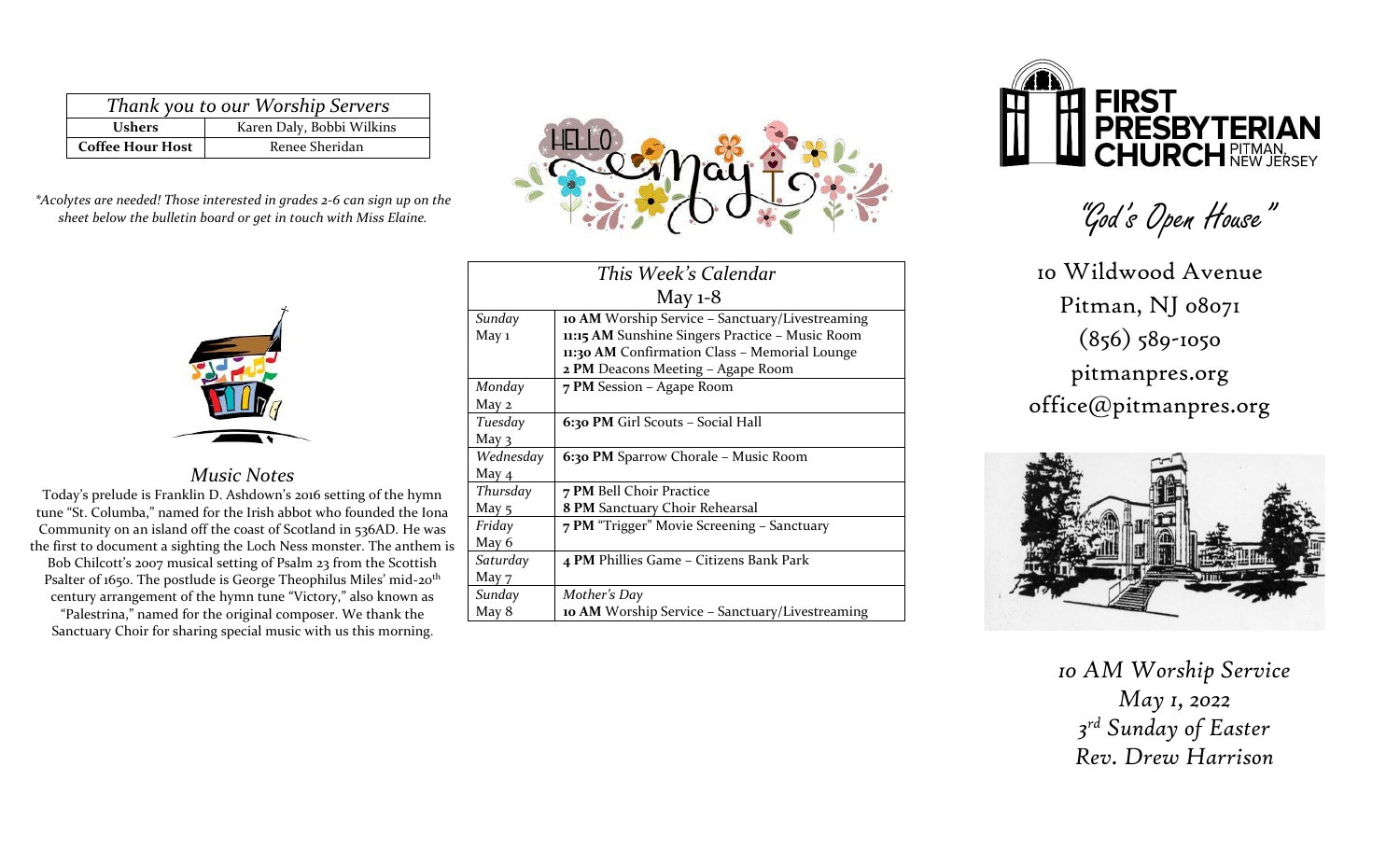| *Thank you to our Worship Servers* | |
|---|---|
| **Ushers** | Karen Daly, Bobbi Wilkins |
| **Coffee Hour Host** | Renee Sheridan |

*\*Acolytes are needed! Those interested in grades 2-6 can sign up on the sheet below the bulletin board or get in touch with Miss Elaine.*

## *Music Notes*

Today's prelude is Franklin D. Ashdown's 2016 setting of the hymn tune "St. Columba," named for the Irish abbot who founded the Iona Community on an island off the coast of Scotland in 536AD. He was the first to document a sighting the Loch Ness monster. The anthem is Bob Chilcott's 2007 musical setting of Psalm 23 from the Scottish Psalter of 1650. The postlude is George Theophilus Miles' mid-20th century arrangement of the hymn tune "Victory," also known as "Palestrina," named for the original composer. We thank the Sanctuary Choir for sharing special music with us this morning.

HELLO May

| *This Week's Calendar* May 1-8 | |
|---|---|
| *Sunday* May 1 | **10 AM** Worship Service – Sanctuary/Livestreaming<br>**11:15 AM** Sunshine Singers Practice – Music Room<br>**11:30 AM** Confirmation Class – Memorial Lounge<br>**2 PM** Deacons Meeting – Agape Room |
| *Monday* May 2 | **7 PM** Session – Agape Room |
| *Tuesday* May 3 | **6:30 PM** Girl Scouts – Social Hall |
| *Wednesday* May 4 | **6:30 PM** Sparrow Chorale – Music Room |
| *Thursday* May 5 | **7 PM** Bell Choir Practice<br>**8 PM** Sanctuary Choir Rehearsal |
| *Friday* May 6 | **7 PM** "Trigger" Movie Screening – Sanctuary |
| *Saturday* May 7 | **4 PM** Phillies Game – Citizens Bank Park |
| *Sunday* May 8 | *Mother's Day*<br>**10 AM** Worship Service – Sanctuary/Livestreaming |

# FIRST PRESBYTERIAN CHURCH PITMAN, NEW JERSEY

"God's Open House"

10 Wildwood Avenue
Pitman, NJ 08071
(856) 589-1050
pitmanpres.org
office@pitmanpres.org

*10 AM Worship Service*
*May 1, 2022*
*3rd Sunday of Easter*
*Rev. Drew Harrison*